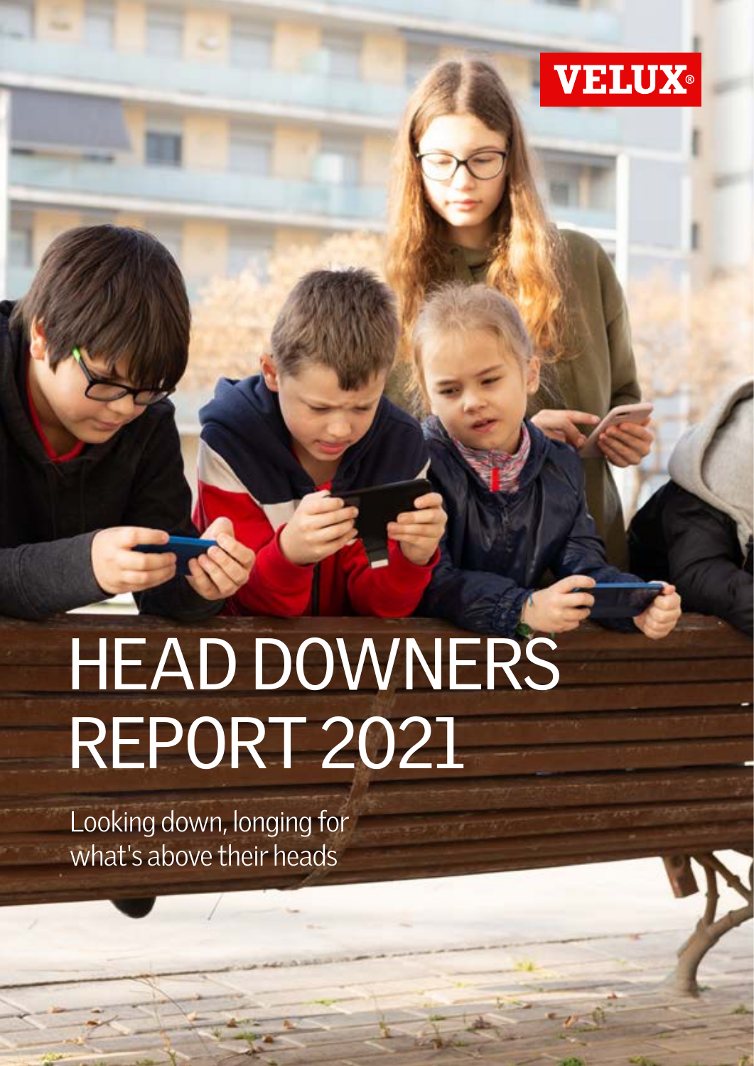VELUX®

# HEAD DOWNERS REPORT 2021

Looking down, longing for what's above their heads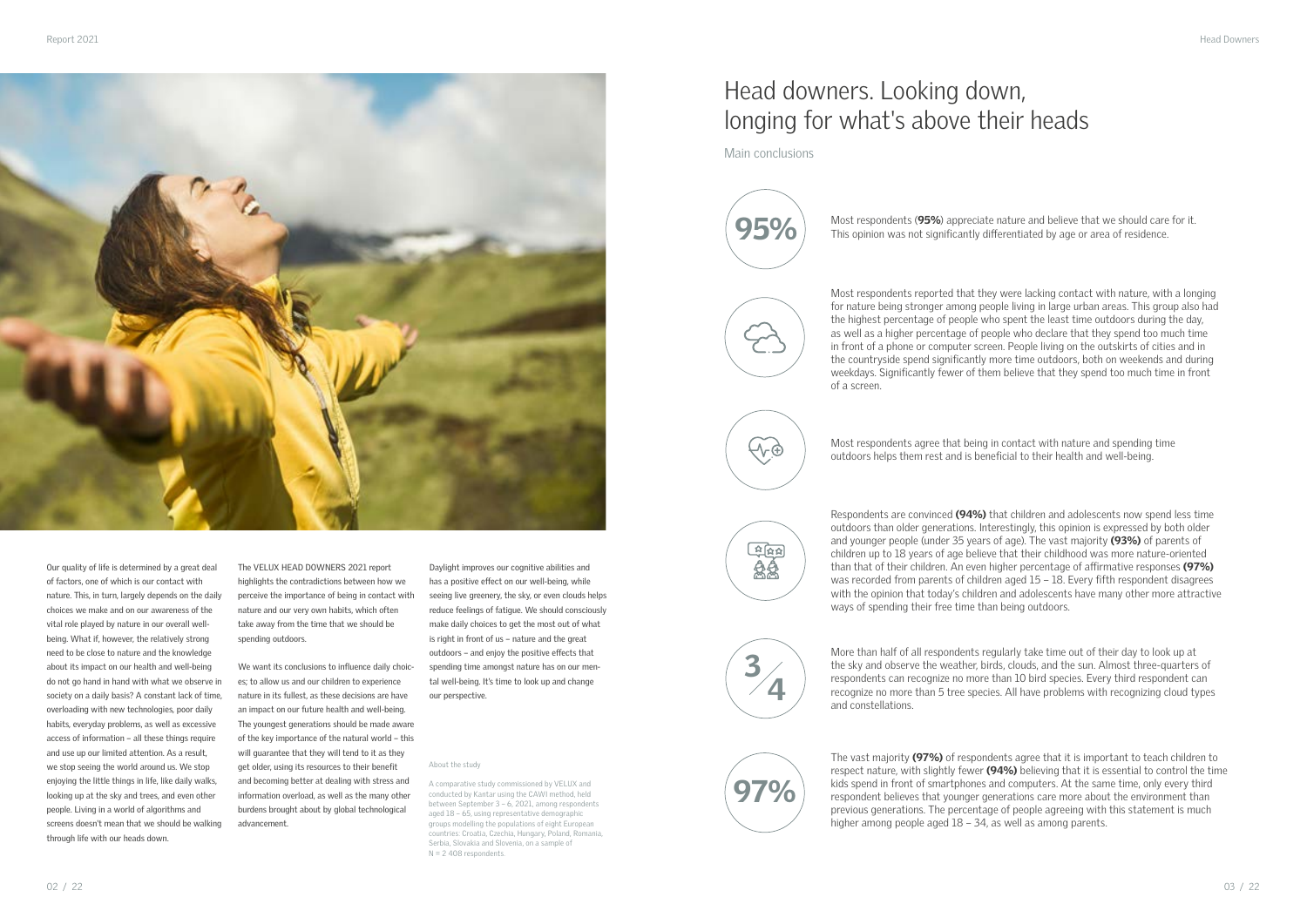Our quality of life is determined by a great deal of factors, one of which is our contact with nature. This, in turn, largely depends on the daily choices we make and on our awareness of the vital role played by nature in our overall well-being. What if, however, the relatively strong need to be close to nature and the knowledge about its impact on our health and well-being do not go hand in hand with what we observe in society on a daily basis? A constant lack of time, overloading with new technologies, poor daily habits, everyday problems, as well as excessive access of information – all these things require and use up our limited attention. As a result, we stop seeing the world around us. We stop enjoying the little things in life, like daily walks, looking up at the sky and trees, and even other people. Living in a world of algorithms and screens doesn't mean that we should be walking through life with our heads down.

The VELUX HEAD DOWNERS 2021 report highlights the contradictions between how we perceive the importance of being in contact with nature and our very own habits, which often take away from the time that we should be spending outdoors.

We want its conclusions to influence daily choices; to allow us and our children to experience nature in its fullest, as these decisions are have an impact on our future health and well-being. The youngest generations should be made aware of the key importance of the natural world – this will guarantee that they will tend to it as they get older, using its resources to their benefit and becoming better at dealing with stress and information overload, as well as the many other burdens brought about by global technological advancement.

Daylight improves our cognitive abilities and has a positive effect on our well-being, while seeing live greenery, the sky, or even clouds helps reduce feelings of fatigue. We should consciously make daily choices to get the most out of what is right in front of us – nature and the great outdoors – and enjoy the positive effects that spending time amongst nature has on our mental well-being. It's time to look up and change our perspective.

About the study

A comparative study commissioned by VELUX and conducted by Kantar using the CAWI method, held between September 3 – 6, 2021, among respondents aged 18 – 65, using representative demographic groups modelling the populations of eight European countries: Croatia, Czechia, Hungary, Poland, Romania, Serbia, Slovakia and Slovenia, on a sample of N = 2 408 respondents.

# Head downers. Looking down, longing for what's above their heads

Main conclusions

**95%**

Most respondents (**95%**) appreciate nature and believe that we should care for it. This opinion was not significantly differentiated by age or area of residence.

Most respondents reported that they were lacking contact with nature, with a longing for nature being stronger among people living in large urban areas. This group also had the highest percentage of people who spent the least time outdoors during the day, as well as a higher percentage of people who declare that they spend too much time in front of a phone or computer screen. People living on the outskirts of cities and in the countryside spend significantly more time outdoors, both on weekends and during weekdays. Significantly fewer of them believe that they spend too much time in front of a screen.

Most respondents agree that being in contact with nature and spending time outdoors helps them rest and is beneficial to their health and well-being.

Respondents are convinced **(94%)** that children and adolescents now spend less time outdoors than older generations. Interestingly, this opinion is expressed by both older and younger people (under 35 years of age). The vast majority **(93%)** of parents of children up to 18 years of age believe that their childhood was more nature-oriented than that of their children. An even higher percentage of affirmative responses **(97%)** was recorded from parents of children aged 15 – 18. Every fifth respondent disagrees with the opinion that today's children and adolescents have many other more attractive ways of spending their free time than being outdoors.

**3/4**

More than half of all respondents regularly take time out of their day to look up at the sky and observe the weather, birds, clouds, and the sun. Almost three-quarters of respondents can recognize no more than 10 bird species. Every third respondent can recognize no more than 5 tree species. All have problems with recognizing cloud types and constellations.

**97%**

The vast majority **(97%)** of respondents agree that it is important to teach children to respect nature, with slightly fewer **(94%)** believing that it is essential to control the time kids spend in front of smartphones and computers. At the same time, only every third respondent believes that younger generations care more about the environment than previous generations. The percentage of people agreeing with this statement is much higher among people aged 18 – 34, as well as among parents.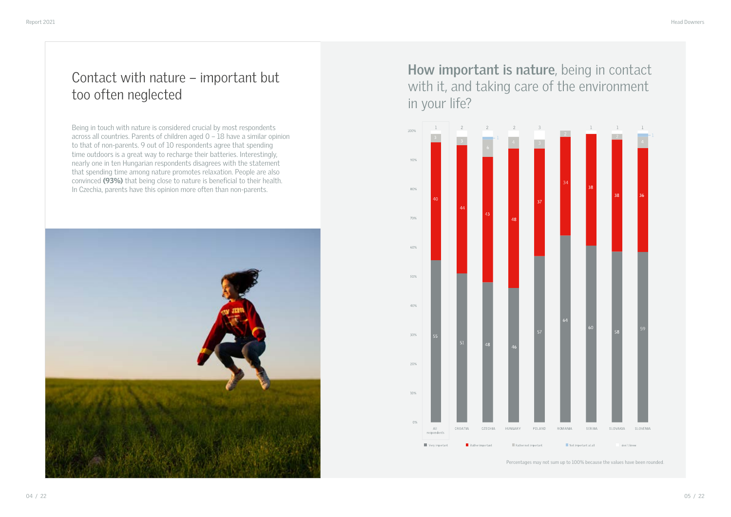## Contact with nature – important but too often neglected

Being in touch with nature is considered crucial by most respondents across all countries. Parents of children aged 0 – 18 have a similar opinion to that of non-parents. 9 out of 10 respondents agree that spending time outdoors is a great way to recharge their batteries. Interestingly, nearly one in ten Hungarian respondents disagrees with the statement that spending time among nature promotes relaxation. People are also convinced **(93%)** that being close to nature is beneficial to their health. In Czechia, parents have this opinion more often than non-parents.

## **How important is nature**, being in contact with it, and taking care of the environment in your life?

| | Very important | Rather important | Rather not important | Not important at all | don't know |
|---|---|---|---|---|---|
| All respondents | 55 | 40 | 3 | | 1 |
| CROATIA | 51 | 44 | 3 | | 2 |
| CZECHIA | 48 | 43 | 6 | 1 | 2 |
| HUNGARY | 46 | 48 | 4 | | 2 |
| POLAND | 57 | 37 | 3 | | 3 |
| ROMANIA | 64 | 34 | 2 | | |
| SERBIA | 60 | 38 | | | 1 |
| SLOVAKIA | 58 | 38 | 2 | | 1 |
| SLOVENIA | 59 | 36 | 4 | 1 | 1 |

Percentages may not sum up to 100% because the values have been rounded.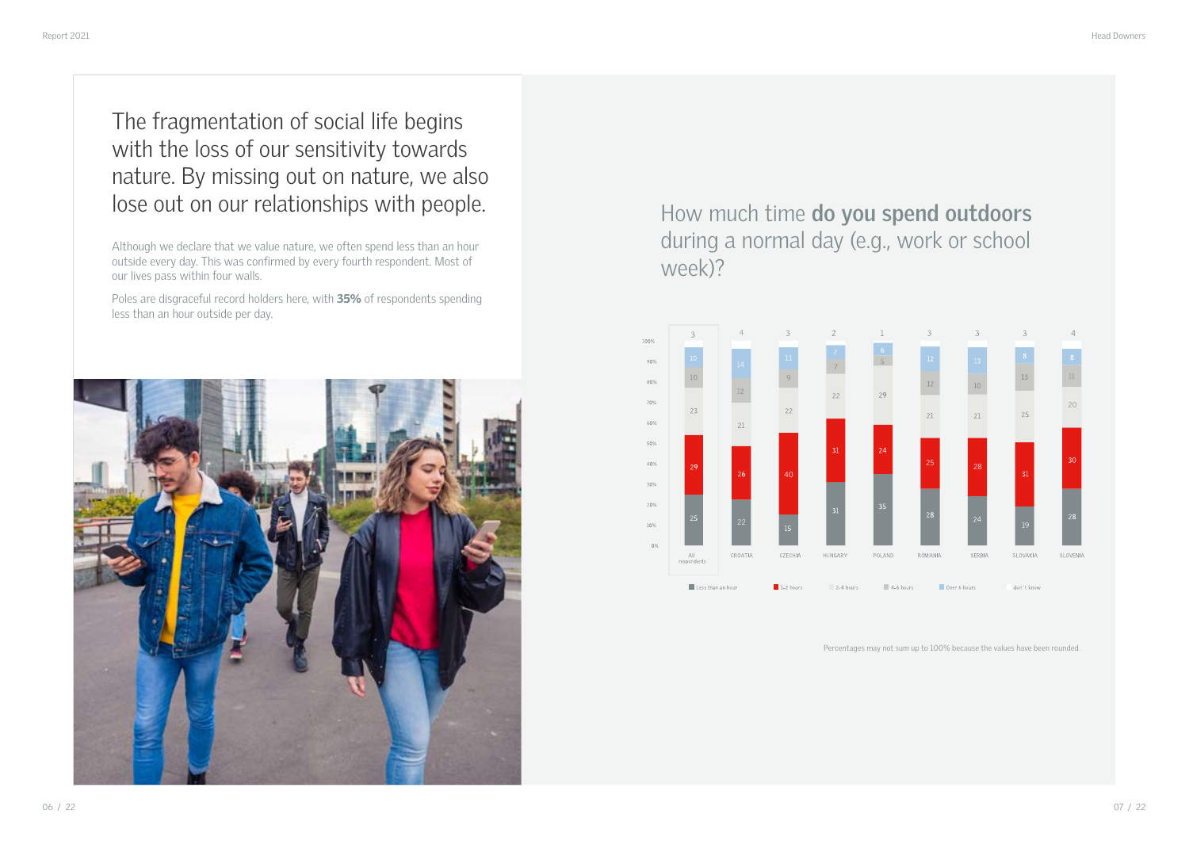# The fragmentation of social life begins with the loss of our sensitivity towards nature. By missing out on nature, we also lose out on our relationships with people.

Although we declare that we value nature, we often spend less than an hour outside every day. This was confirmed by every fourth respondent. Most of our lives pass within four walls.

Poles are disgraceful record holders here, with **35%** of respondents spending less than an hour outside per day.

## How much time **do you spend outdoors** during a normal day (e.g., work or school week)?

| | Less than an hour | 1-2 hours | 2-4 hours | 4-6 hours | Over 6 hours | don't know |
|---|---|---|---|---|---|---|
| All respondents | 25 | 29 | 23 | 10 | 10 | 3 |
| CROATIA | 22 | 26 | 21 | 12 | 14 | 4 |
| CZECHIA | 15 | 40 | 22 | 9 | 11 | 3 |
| HUNGARY | 31 | 31 | 22 | 7 | 7 | 2 |
| POLAND | 35 | 24 | 29 | 5 | 6 | 1 |
| ROMANIA | 28 | 25 | 21 | 12 | 12 | 3 |
| SERBIA | 24 | 28 | 21 | 10 | 13 | 3 |
| SLOVAKIA | 19 | 31 | 25 | 13 | 8 | 3 |
| SLOVENIA | 28 | 30 | 20 | 11 | 8 | 4 |

Percentages may not sum up to 100% because the values have been rounded.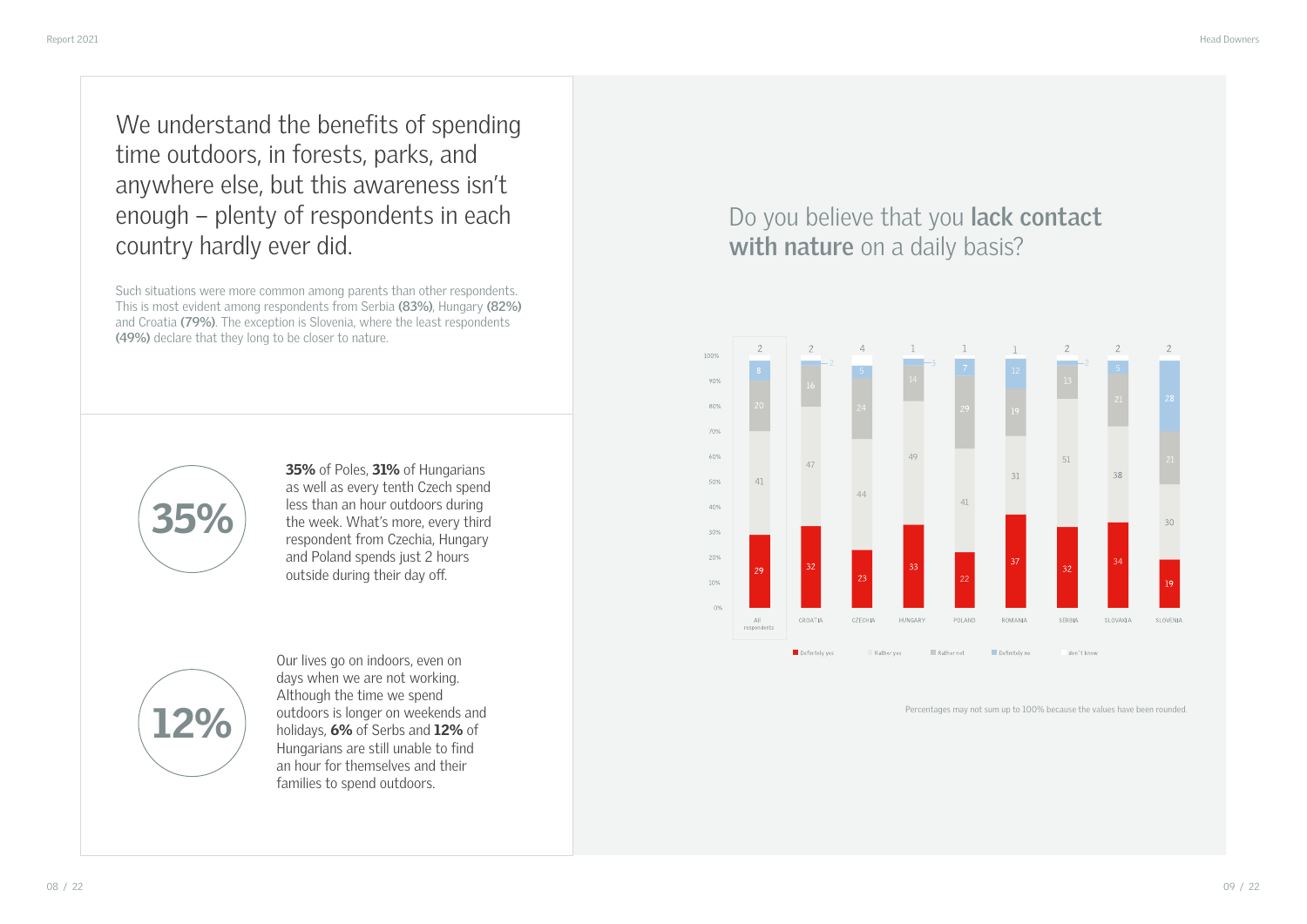We understand the benefits of spending time outdoors, in forests, parks, and anywhere else, but this awareness isn't enough – plenty of respondents in each country hardly ever did.

Such situations were more common among parents than other respondents. This is most evident among respondents from Serbia **(83%)**, Hungary **(82%)** and Croatia **(79%)**. The exception is Slovenia, where the least respondents **(49%)** declare that they long to be closer to nature.

**35%**

**35%** of Poles, **31%** of Hungarians as well as every tenth Czech spend less than an hour outdoors during the week. What's more, every third respondent from Czechia, Hungary and Poland spends just 2 hours outside during their day off.

**12%**

Our lives go on indoors, even on days when we are not working. Although the time we spend outdoors is longer on weekends and holidays, **6%** of Serbs and **12%** of Hungarians are still unable to find an hour for themselves and their families to spend outdoors.

## Do you believe that you **lack contact with nature** on a daily basis?

| | Definitely yes | Rather yes | Rather not | Definitely no | don't know |
|---|---|---|---|---|---|
| All respondents | 29 | 41 | 20 | 8 | 2 |
| CROATIA | 32 | 47 | 16 | 2 | 2 |
| CZECHIA | 23 | 44 | 24 | 5 | 4 |
| HUNGARY | 33 | 49 | 14 | 3 | 1 |
| POLAND | 22 | 41 | 29 | 7 | 1 |
| ROMANIA | 37 | 31 | 19 | 12 | 1 |
| SERBIA | 32 | 51 | 13 | 2 | 2 |
| SLOVAKIA | 34 | 38 | 21 | 5 | 2 |
| SLOVENIA | 19 | 30 | 21 | 28 | 2 |

Percentages may not sum up to 100% because the values have been rounded.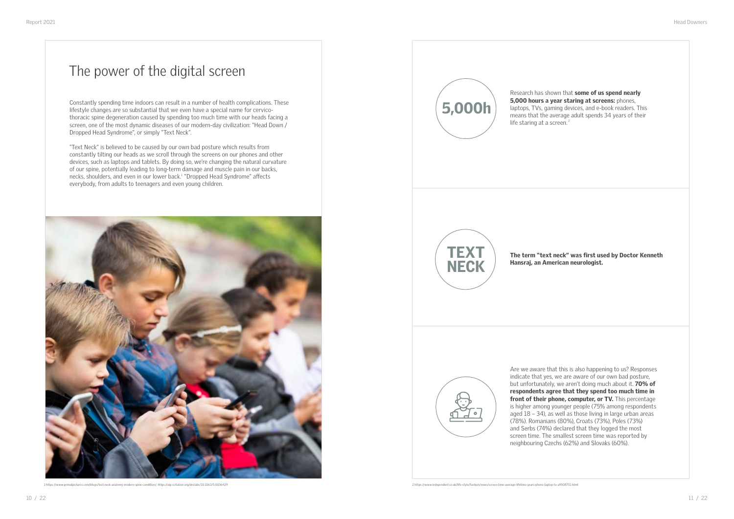# The power of the digital screen

Constantly spending time indoors can result in a number of health complications. These lifestyle changes are so substantial that we even have a special name for cervico-thoracic spine degeneration caused by spending too much time with our heads facing a screen, one of the most dynamic diseases of our modern-day civilization: "Head Down / Dropped Head Syndrome", or simply "Text Neck".

"Text Neck" is believed to be caused by our own bad posture which results from constantly tilting our heads as we scroll through the screens on our phones and other devices, such as laptops and tablets. By doing so, we're changing the natural curvature of our spine, potentially leading to long-term damage and muscle pain in our backs, necks, shoulders, and even in our lower back.[1] "Dropped Head Syndrome" affects everybody, from adults to teenagers and even young children.

**5,000h**

Research has shown that **some of us spend nearly 5,000 hours a year staring at screens:** phones, laptops, TVs, gaming devices, and e-book readers. This means that the average adult spends 34 years of their life staring at a screen.[2]

**TEXT NECK**

**The term "text neck" was first used by Doctor Kenneth Hansraj, an American neurologist.**

Are we aware that this is also happening to us? Responses indicate that yes, we are aware of our own bad posture, but unfortunately, we aren't doing much about it. **70% of respondents agree that they spend too much time in front of their phone, computer, or TV.** This percentage is higher among younger people (75% among respondents aged 18 – 34), as well as those living in large urban areas (78%). Romanians (80%), Croats (73%), Poles (73%) and Serbs (74%) declared that they logged the most screen time. The smallest screen time was reported by neighbouring Czechs (62%) and Slovaks (60%).

1 https://www.primalpictures.com/blogs/text-neck-anatomy-modern-spine-condition/; https://aip.scitation.org/doi/abs/10.1063/5.0036429

2 https://www.independent.co.uk/life-style/fashion/news/screen-time-average-lifetime-years-phone-laptop-tv-a9508751.html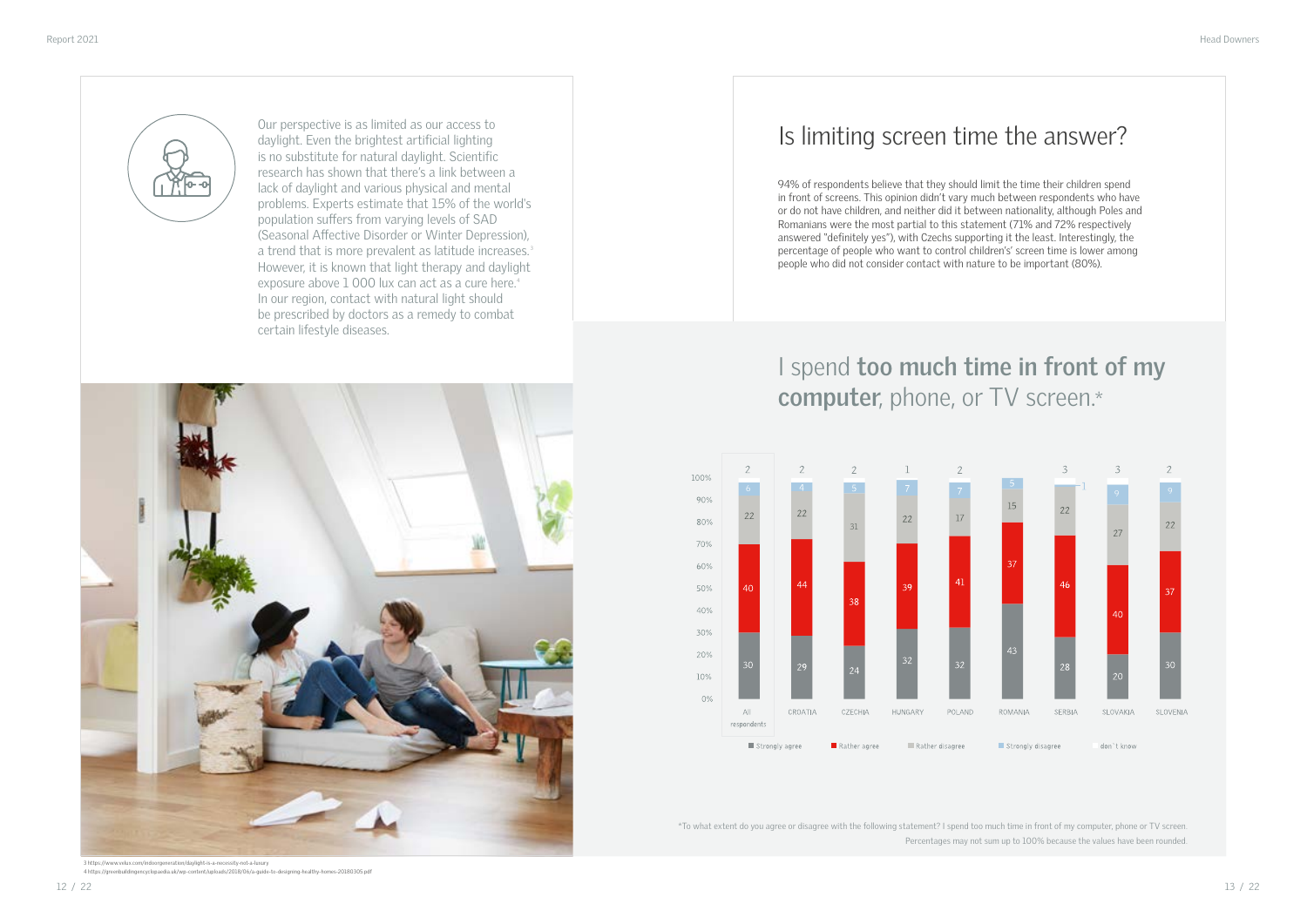Our perspective is as limited as our access to daylight. Even the brightest artificial lighting is no substitute for natural daylight. Scientific research has shown that there's a link between a lack of daylight and various physical and mental problems. Experts estimate that 15% of the world's population suffers from varying levels of SAD (Seasonal Affective Disorder or Winter Depression), a trend that is more prevalent as latitude increases.[3] However, it is known that light therapy and daylight exposure above 1 000 lux can act as a cure here.[4] In our region, contact with natural light should be prescribed by doctors as a remedy to combat certain lifestyle diseases.

## Is limiting screen time the answer?

94% of respondents believe that they should limit the time their children spend in front of screens. This opinion didn't vary much between respondents who have or do not have children, and neither did it between nationality, although Poles and Romanians were the most partial to this statement (71% and 72% respectively answered "definitely yes"), with Czechs supporting it the least. Interestingly, the percentage of people who want to control children's' screen time is lower among people who did not consider contact with nature to be important (80%).

## I spend **too much time in front of my computer**, phone, or TV screen.*

| | Strongly agree | Rather agree | Rather disagree | Strongly disagree | don't know |
|---|---|---|---|---|---|
| All respondents | 30 | 40 | 22 | 6 | 2 |
| CROATIA | 29 | 44 | 22 | 4 | 2 |
| CZECHIA | 24 | 38 | 31 | 5 | 2 |
| HUNGARY | 32 | 39 | 22 | 7 | 1 |
| POLAND | 32 | 41 | 17 | 7 | 2 |
| ROMANIA | 43 | 37 | 15 | 5 | |
| SERBIA | 28 | 46 | 22 | 1 | 3 |
| SLOVAKIA | 20 | 40 | 27 | 9 | 3 |
| SLOVENIA | 30 | 37 | 22 | 9 | 2 |

*To what extent do you agree or disagree with the following statement? I spend too much time in front of my computer, phone or TV screen.

Percentages may not sum up to 100% because the values have been rounded.

3 https://www.velux.com/indoorgeneration/daylight-is-a-necessity-not-a-luxury
4 https://greenbuildingencyclopaedia.uk/wp-content/uploads/2018/06/a-guide-to-designing-healthy-homes-20180305.pdf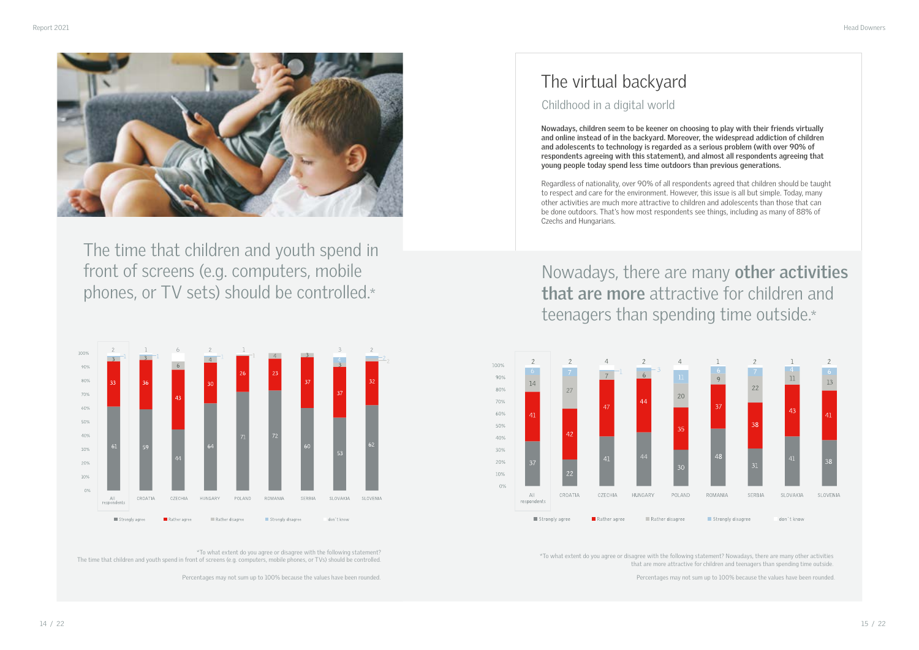# The virtual backyard

## Childhood in a digital world

**Nowadays, children seem to be keener on choosing to play with their friends virtually and online instead of in the backyard. Moreover, the widespread addiction of children and adolescents to technology is regarded as a serious problem (with over 90% of respondents agreeing with this statement), and almost all respondents agreeing that young people today spend less time outdoors than previous generations.**

Regardless of nationality, over 90% of all respondents agreed that children should be taught to respect and care for the environment. However, this issue is all but simple. Today, many other activities are much more attractive to children and adolescents than those that can be done outdoors. That's how most respondents see things, including as many of 88% of Czechs and Hungarians.

## The time that children and youth spend in front of screens (e.g. computers, mobile phones, or TV sets) should be controlled.*

| | Strongly agree | Rather agree | Rather disagree | Strongly disagree | don't know |
|---|---|---|---|---|---|
| All respondents | 61 | 33 | 3 | 1 | 2 |
| CROATIA | 59 | 36 | 3 | 1 | 1 |
| CZECHIA | 44 | 43 | 6 | | 6 |
| HUNGARY | 64 | 30 | 4 | 1 | 2 |
| POLAND | 71 | 26 | | 1 | 1 |
| ROMANIA | 72 | 23 | 4 | | |
| SERBIA | 60 | 37 | 3 | | |
| SLOVAKIA | 53 | 37 | 3 | 4 | 3 |
| SLOVENIA | 62 | 32 | 2 | 2 | 2 |

*To what extent do you agree or disagree with the following statement? The time that children and youth spend in front of screens (e.g. computers, mobile phones, or TVs) should be controlled.

Percentages may not sum up to 100% because the values have been rounded.

## Nowadays, there are many **other activities that are more** attractive for children and teenagers than spending time outside.*

| | Strongly agree | Rather agree | Rather disagree | Strongly disagree | don't know |
|---|---|---|---|---|---|
| All respondents | 37 | 41 | 14 | 6 | 2 |
| CROATIA | 22 | 42 | 27 | 7 | 2 |
| CZECHIA | 41 | 47 | 7 | 1 | 4 |
| HUNGARY | 44 | 44 | 6 | 3 | 2 |
| POLAND | 30 | 35 | 20 | 11 | 4 |
| ROMANIA | 48 | 37 | 9 | 6 | 1 |
| SERBIA | 31 | 38 | 22 | 7 | 2 |
| SLOVAKIA | 41 | 43 | 11 | 4 | 1 |
| SLOVENIA | 38 | 41 | 13 | 6 | 2 |

*To what extent do you agree or disagree with the following statement? Nowadays, there are many other activities that are more attractive for children and teenagers than spending time outside.

Percentages may not sum up to 100% because the values have been rounded.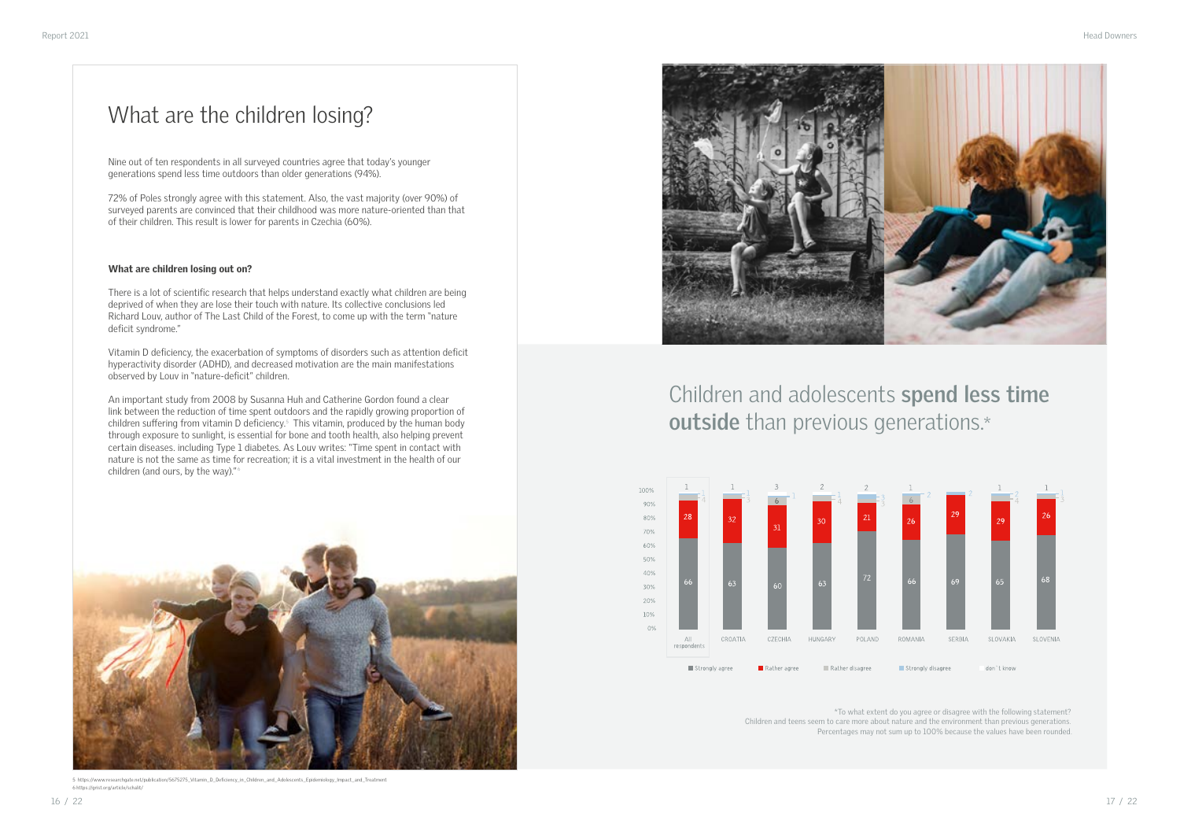# What are the children losing?

Nine out of ten respondents in all surveyed countries agree that today's younger generations spend less time outdoors than older generations (94%).

72% of Poles strongly agree with this statement. Also, the vast majority (over 90%) of surveyed parents are convinced that their childhood was more nature-oriented than that of their children. This result is lower for parents in Czechia (60%).

**What are children losing out on?**

There is a lot of scientific research that helps understand exactly what children are being deprived of when they are lose their touch with nature. Its collective conclusions led Richard Louv, author of The Last Child of the Forest, to come up with the term "nature deficit syndrome."

Vitamin D deficiency, the exacerbation of symptoms of disorders such as attention deficit hyperactivity disorder (ADHD), and decreased motivation are the main manifestations observed by Louv in "nature-deficit" children.

An important study from 2008 by Susanna Huh and Catherine Gordon found a clear link between the reduction of time spent outdoors and the rapidly growing proportion of children suffering from vitamin D deficiency.[5] This vitamin, produced by the human body through exposure to sunlight, is essential for bone and tooth health, also helping prevent certain diseases. including Type 1 diabetes. As Louv writes: "Time spent in contact with nature is not the same as time for recreation; it is a vital investment in the health of our children (and ours, by the way)."[6]

## Children and adolescents **spend less time outside** than previous generations.*

| | Strongly agree | Rather agree | Rather disagree | Strongly disagree | don't know |
|---|---|---|---|---|---|
| All respondents | 66 | 28 | 4 | 1 | 1 |
| CROATIA | 63 | 32 | 3 | 1 | 1 |
| CZECHIA | 60 | 31 | 6 | 1 | 3 |
| HUNGARY | 63 | 30 | 4 | 1 | 2 |
| POLAND | 72 | 21 | 3 | 1 | 2 |
| ROMANIA | 66 | 26 | 6 | 2 | 1 |
| SERBIA | 69 | 29 | | 2 | |
| SLOVAKIA | 65 | 29 | 4 | 2 | 1 |
| SLOVENIA | 68 | 26 | 3 | 1 | 1 |

*To what extent do you agree or disagree with the following statement? Children and teens seem to care more about nature and the environment than previous generations. Percentages may not sum up to 100% because the values have been rounded.

5 https://www.researchgate.net/publication/5675275_Vitamin_D_Deficiency_in_Children_and_Adolescents_Epidemiology_Impact_and_Treatment
6 https://grist.org/article/schalit/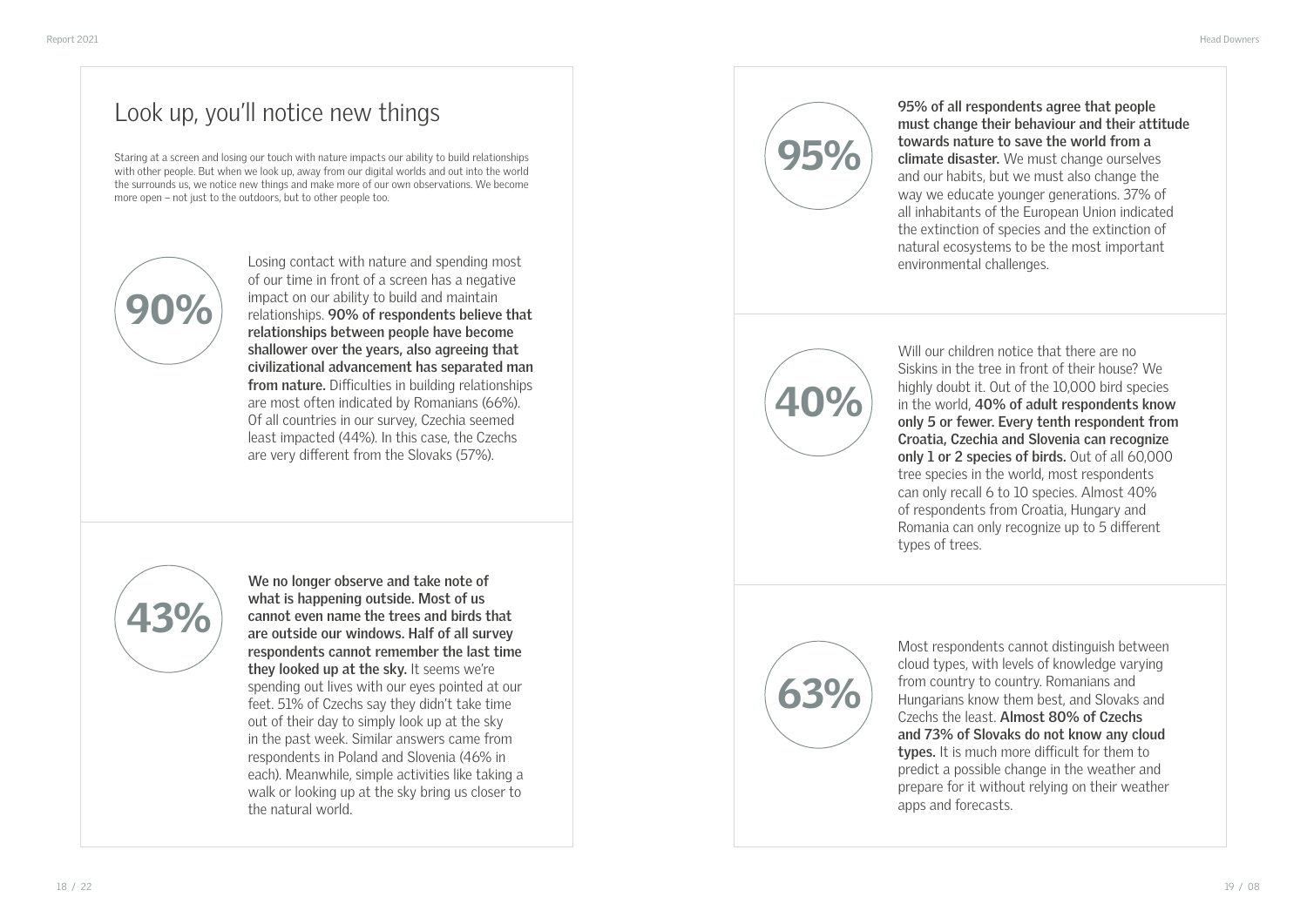# Look up, you'll notice new things

Staring at a screen and losing our touch with nature impacts our ability to build relationships with other people. But when we look up, away from our digital worlds and out into the world the surrounds us, we notice new things and make more of our own observations. We become more open – not just to the outdoors, but to other people too.

**90%**

Losing contact with nature and spending most of our time in front of a screen has a negative impact on our ability to build and maintain relationships. **90% of respondents believe that relationships between people have become shallower over the years, also agreeing that civilizational advancement has separated man from nature.** Difficulties in building relationships are most often indicated by Romanians (66%). Of all countries in our survey, Czechia seemed least impacted (44%). In this case, the Czechs are very different from the Slovaks (57%).

**43%**

**We no longer observe and take note of what is happening outside. Most of us cannot even name the trees and birds that are outside our windows. Half of all survey respondents cannot remember the last time they looked up at the sky.** It seems we're spending out lives with our eyes pointed at our feet. 51% of Czechs say they didn't take time out of their day to simply look up at the sky in the past week. Similar answers came from respondents in Poland and Slovenia (46% in each). Meanwhile, simple activities like taking a walk or looking up at the sky bring us closer to the natural world.

**95%**

**95% of all respondents agree that people must change their behaviour and their attitude towards nature to save the world from a climate disaster.** We must change ourselves and our habits, but we must also change the way we educate younger generations. 37% of all inhabitants of the European Union indicated the extinction of species and the extinction of natural ecosystems to be the most important environmental challenges.

**40%**

Will our children notice that there are no Siskins in the tree in front of their house? We highly doubt it. Out of the 10,000 bird species in the world, **40% of adult respondents know only 5 or fewer. Every tenth respondent from Croatia, Czechia and Slovenia can recognize only 1 or 2 species of birds.** Out of all 60,000 tree species in the world, most respondents can only recall 6 to 10 species. Almost 40% of respondents from Croatia, Hungary and Romania can only recognize up to 5 different types of trees.

**63%**

Most respondents cannot distinguish between cloud types, with levels of knowledge varying from country to country. Romanians and Hungarians know them best, and Slovaks and Czechs the least. **Almost 80% of Czechs and 73% of Slovaks do not know any cloud types.** It is much more difficult for them to predict a possible change in the weather and prepare for it without relying on their weather apps and forecasts.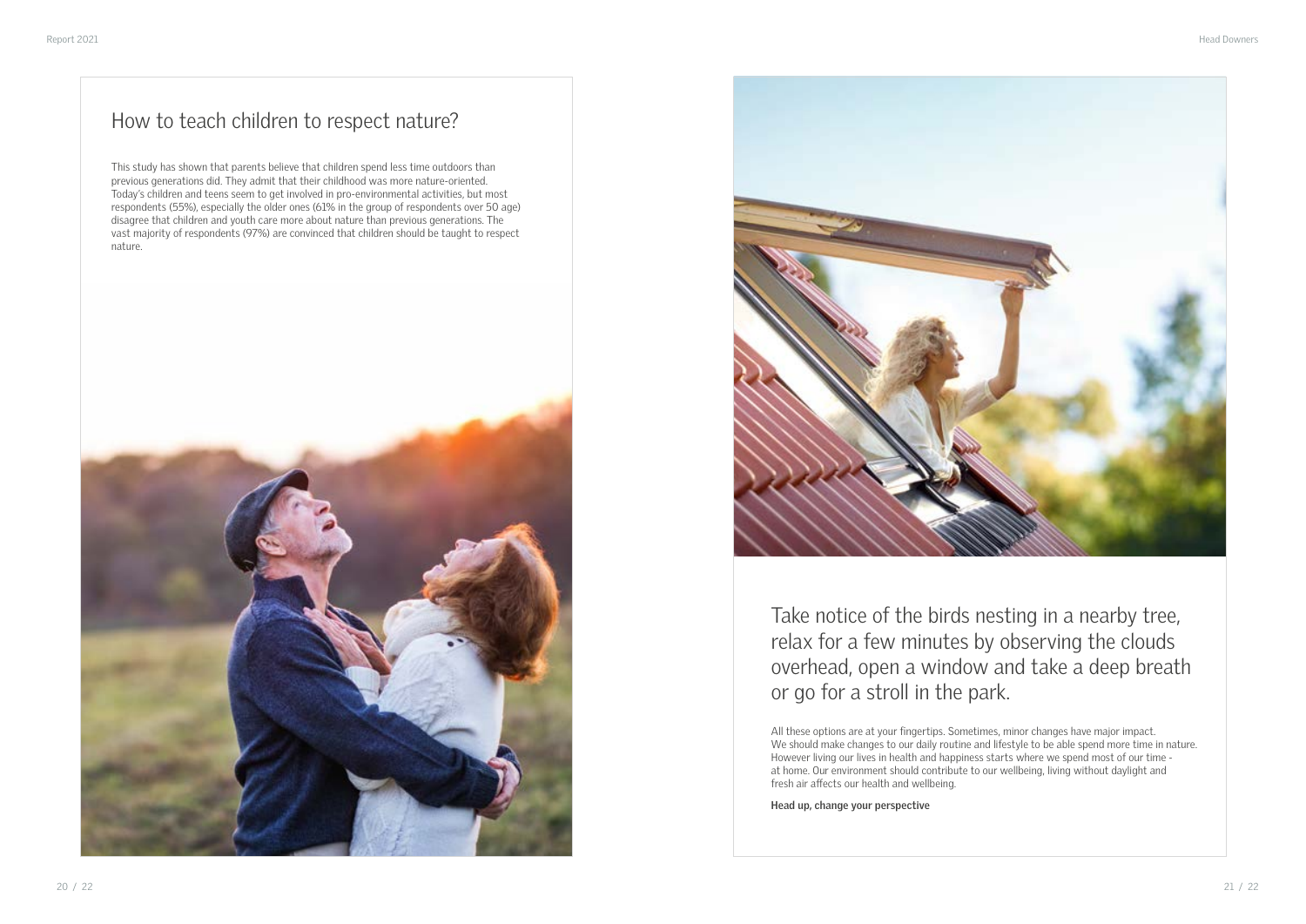## How to teach children to respect nature?

This study has shown that parents believe that children spend less time outdoors than previous generations did. They admit that their childhood was more nature-oriented. Today's children and teens seem to get involved in pro-environmental activities, but most respondents (55%), especially the older ones (61% in the group of respondents over 50 age) disagree that children and youth care more about nature than previous generations. The vast majority of respondents (97%) are convinced that children should be taught to respect nature.

## Take notice of the birds nesting in a nearby tree, relax for a few minutes by observing the clouds overhead, open a window and take a deep breath or go for a stroll in the park.

All these options are at your fingertips. Sometimes, minor changes have major impact. We should make changes to our daily routine and lifestyle to be able spend more time in nature. However living our lives in health and happiness starts where we spend most of our time - at home. Our environment should contribute to our wellbeing, living without daylight and fresh air affects our health and wellbeing.

**Head up, change your perspective**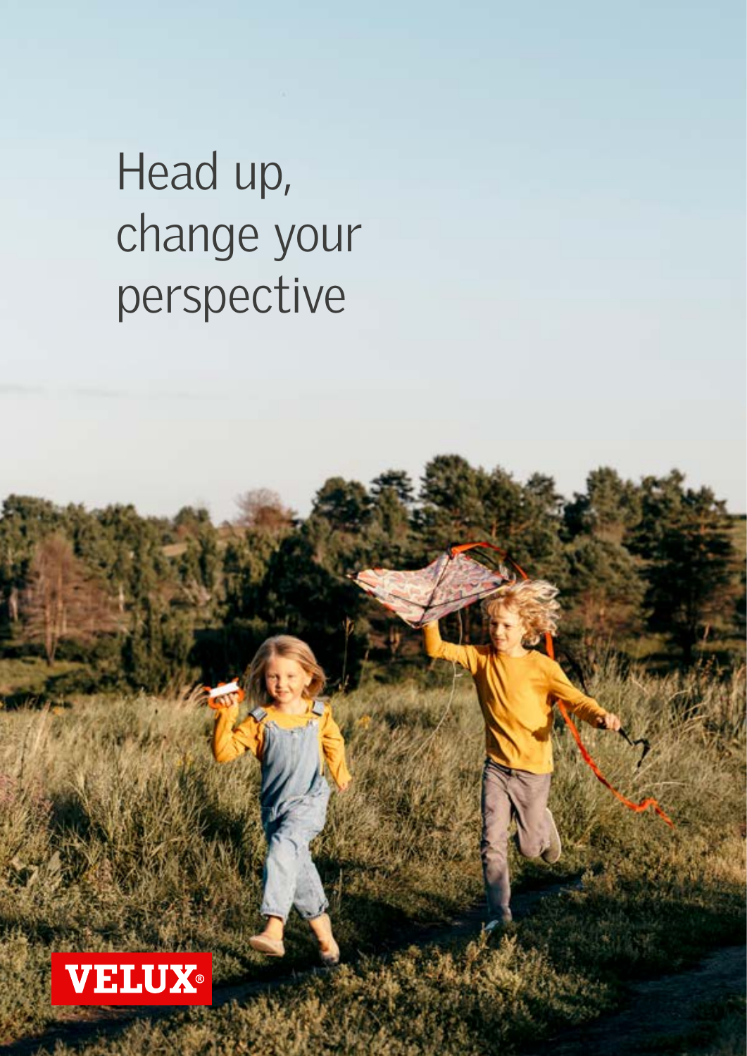Head up,
change your
perspective

VELUX®